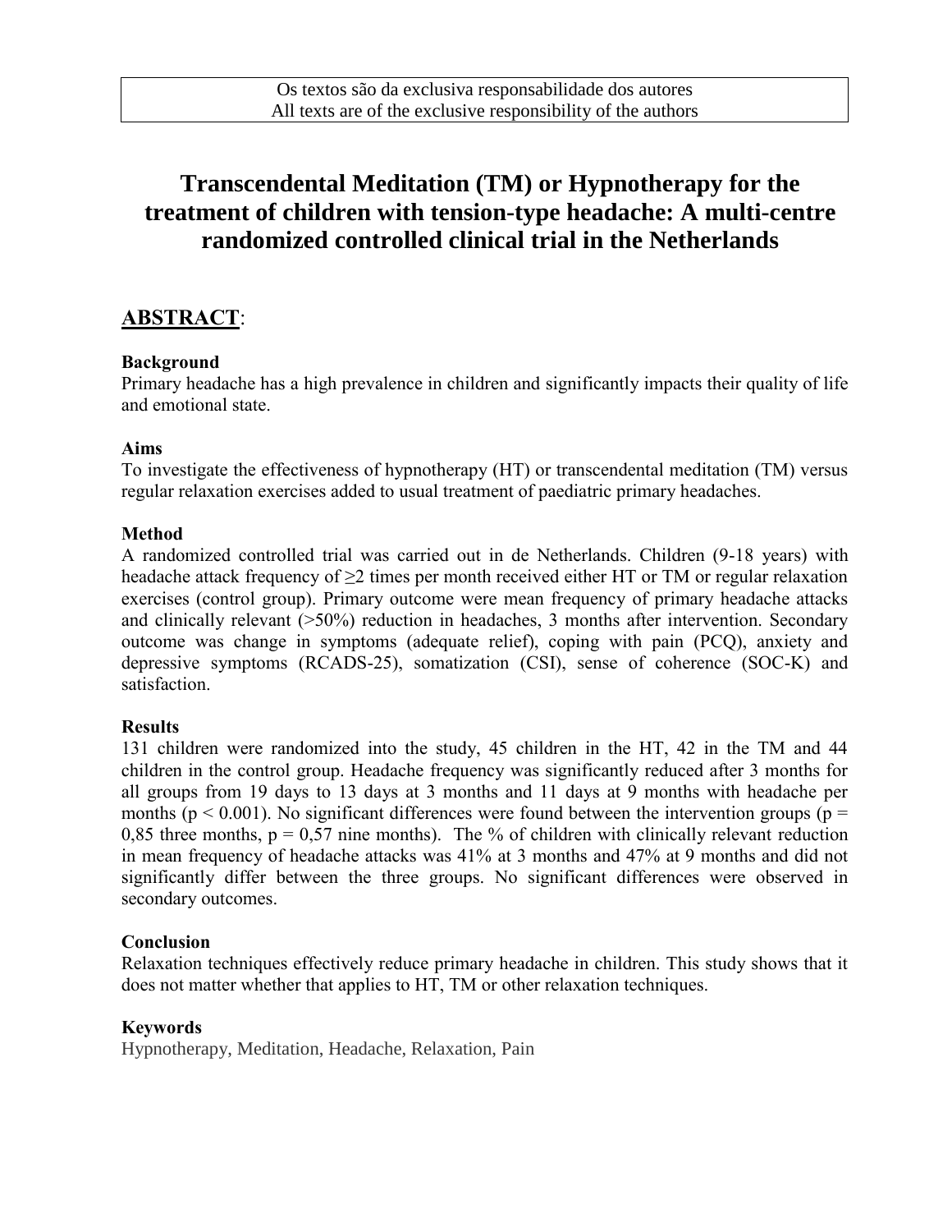Os textos são da exclusiva responsabilidade dos autores
All texts are of the exclusive responsibility of the authors

# Transcendental Meditation (TM) or Hypnotherapy for the treatment of children with tension-type headache: A multi-centre randomized controlled clinical trial in the Netherlands

## ABSTRACT:

**Background**

Primary headache has a high prevalence in children and significantly impacts their quality of life and emotional state.

**Aims**

To investigate the effectiveness of hypnotherapy (HT) or transcendental meditation (TM) versus regular relaxation exercises added to usual treatment of paediatric primary headaches.

**Method**

A randomized controlled trial was carried out in de Netherlands. Children (9-18 years) with headache attack frequency of ≥2 times per month received either HT or TM or regular relaxation exercises (control group). Primary outcome were mean frequency of primary headache attacks and clinically relevant (>50%) reduction in headaches, 3 months after intervention. Secondary outcome was change in symptoms (adequate relief), coping with pain (PCQ), anxiety and depressive symptoms (RCADS-25), somatization (CSI), sense of coherence (SOC-K) and satisfaction.

**Results**

131 children were randomized into the study, 45 children in the HT, 42 in the TM and 44 children in the control group. Headache frequency was significantly reduced after 3 months for all groups from 19 days to 13 days at 3 months and 11 days at 9 months with headache per months ($p < 0.001$). No significant differences were found between the intervention groups ($p = 0,85$ three months, $p = 0,57$ nine months). The % of children with clinically relevant reduction in mean frequency of headache attacks was 41% at 3 months and 47% at 9 months and did not significantly differ between the three groups. No significant differences were observed in secondary outcomes.

**Conclusion**

Relaxation techniques effectively reduce primary headache in children. This study shows that it does not matter whether that applies to HT, TM or other relaxation techniques.

**Keywords**

Hypnotherapy, Meditation, Headache, Relaxation, Pain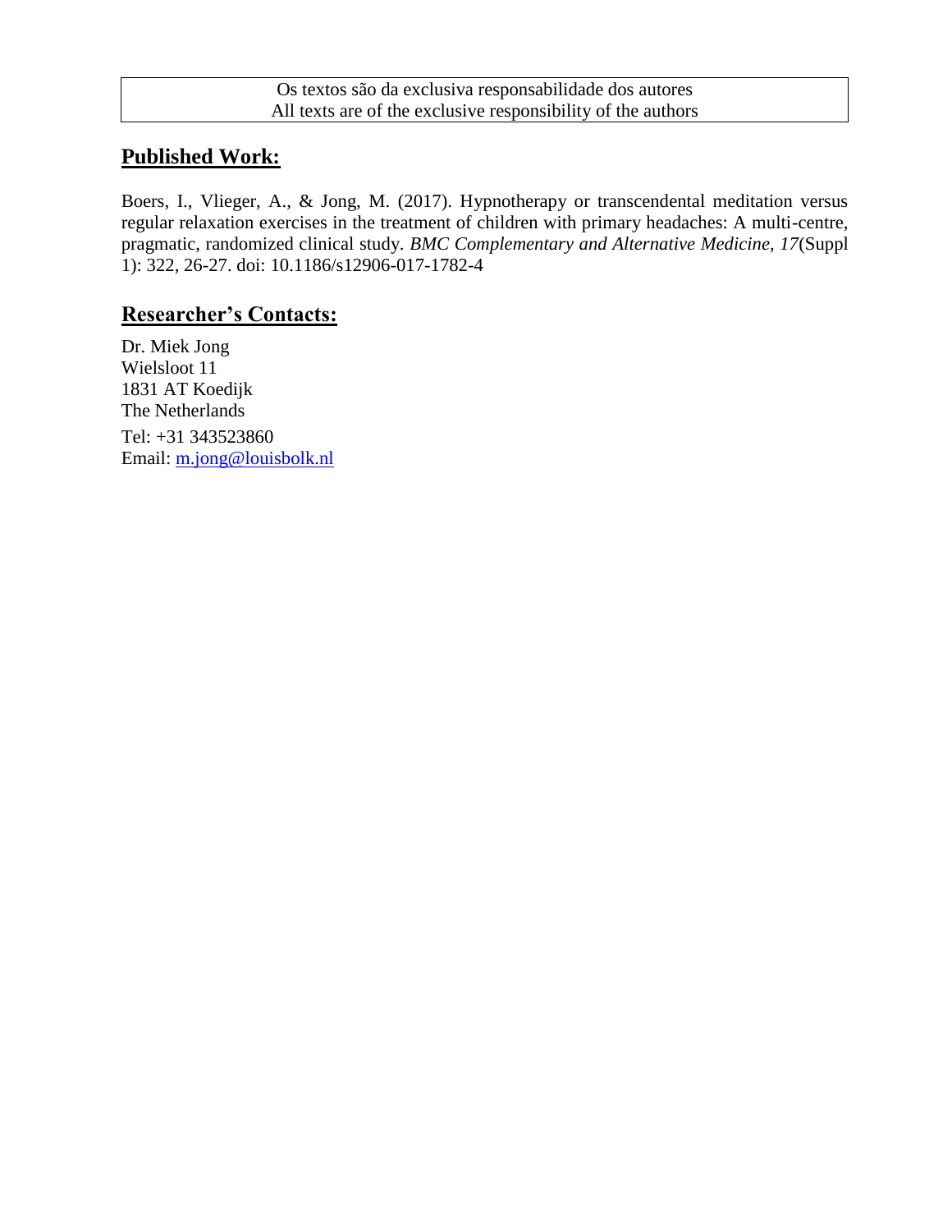Os textos são da exclusiva responsabilidade dos autores
All texts are of the exclusive responsibility of the authors

## Published Work:

Boers, I., Vlieger, A., & Jong, M. (2017). Hypnotherapy or transcendental meditation versus regular relaxation exercises in the treatment of children with primary headaches: A multi-centre, pragmatic, randomized clinical study. *BMC Complementary and Alternative Medicine*, *17*(Suppl 1): 322, 26-27. doi: 10.1186/s12906-017-1782-4

## Researcher's Contacts:

Dr. Miek Jong
Wielsloot 11
1831 AT Koedijk
The Netherlands

Tel: +31 343523860
Email: m.jong@louisbolk.nl